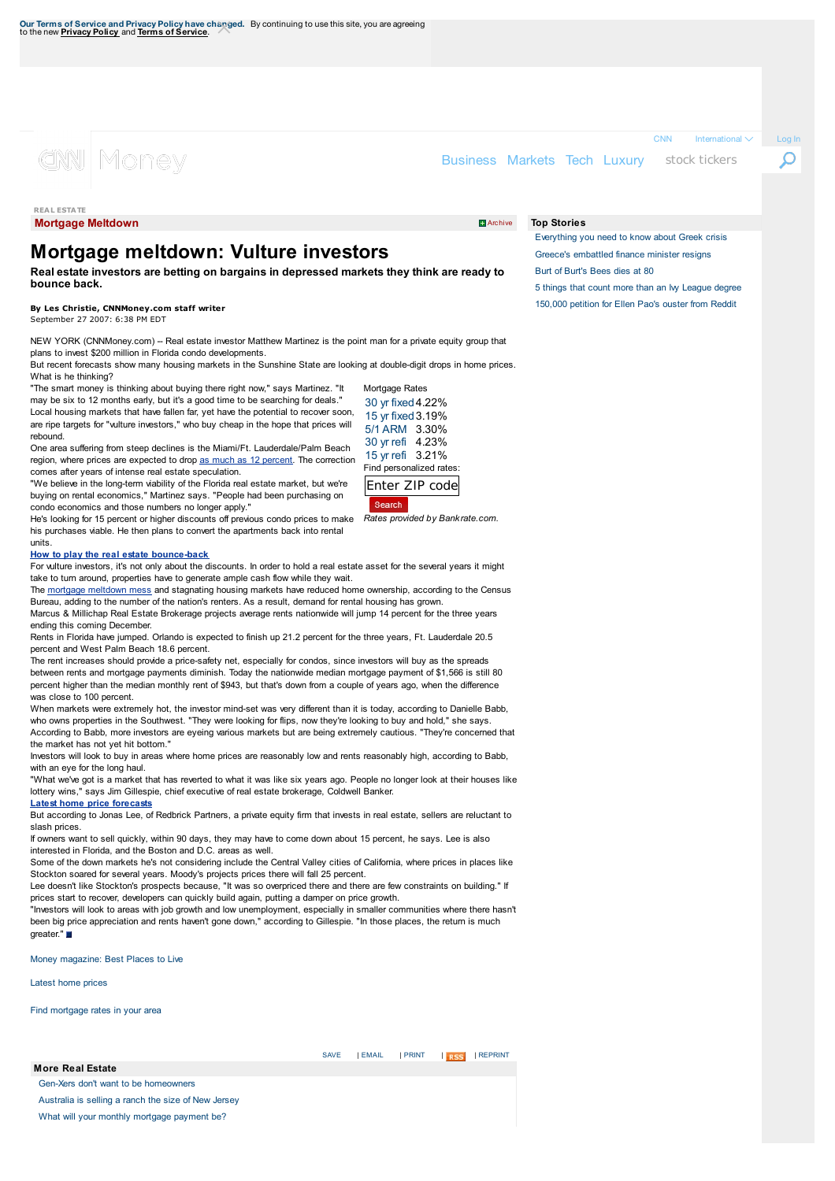Our Terms of Service and Privacy Policy have changed. By continuing to use this site, you are agreeing to the new Privacy Policy and Terms of Service.

CNN Money

Business Markets Tech Luxury stock tickers

REAL ESTATE

**Mortgage Meltdown**

# Mortgage meltdown: Vulture investors

**Real estate investors are betting on bargains in depressed markets they think are ready to bounce back.**

**By Les Christie, CNNMoney.com staff writer**
September 27 2007: 6:38 PM EDT

NEW YORK (CNNMoney.com) -- Real estate investor Matthew Martinez is the point man for a private equity group that plans to invest $200 million in Florida condo developments.

But recent forecasts show many housing markets in the Sunshine State are looking at double-digit drops in home prices. What is he thinking?

"The smart money is thinking about buying there right now," says Martinez. "It may be six to 12 months early, but it's a good time to be searching for deals."

Local housing markets that have fallen far, yet have the potential to recover soon, are ripe targets for "vulture investors," who buy cheap in the hope that prices will rebound.

One area suffering from steep declines is the Miami/Ft. Lauderdale/Palm Beach region, where prices are expected to drop as much as 12 percent. The correction comes after years of intense real estate speculation.

"We believe in the long-term viability of the Florida real estate market, but we're buying on rental economics," Martinez says. "People had been purchasing on condo economics and those numbers no longer apply."

He's looking for 15 percent or higher discounts off previous condo prices to make his purchases viable. He then plans to convert the apartments back into rental units.

Mortgage Rates

| | |
|---|---|
| 30 yr fixed | 4.22% |
| 15 yr fixed | 3.19% |
| 5/1 ARM | 3.30% |
| 30 yr refi | 4.23% |
| 15 yr refi | 3.21% |

Find personalized rates:

Enter ZIP code

Search

*Rates provided by Bankrate.com.*

**How to play the real estate bounce-back**

For vulture investors, it's not only about the discounts. In order to hold a real estate asset for the several years it might take to turn around, properties have to generate ample cash flow while they wait.

The mortgage meltdown mess and stagnating housing markets have reduced home ownership, according to the Census Bureau, adding to the number of the nation's renters. As a result, demand for rental housing has grown.

Marcus & Millichap Real Estate Brokerage projects average rents nationwide will jump 14 percent for the three years ending this coming December.

Rents in Florida have jumped. Orlando is expected to finish up 21.2 percent for the three years, Ft. Lauderdale 20.5 percent and West Palm Beach 18.6 percent.

The rent increases should provide a price-safety net, especially for condos, since investors will buy as the spreads between rents and mortgage payments diminish. Today the nationwide median mortgage payment of $1,566 is still 80 percent higher than the median monthly rent of $943, but that's down from a couple of years ago, when the difference was close to 100 percent.

When markets were extremely hot, the investor mind-set was very different than it is today, according to Danielle Babb, who owns properties in the Southwest. "They were looking for flips, now they're looking to buy and hold," she says.

According to Babb, more investors are eyeing various markets but are being extremely cautious. "They're concerned that the market has not yet hit bottom."

Investors will look to buy in areas where home prices are reasonably low and rents reasonably high, according to Babb, with an eye for the long haul.

"What we've got is a market that has reverted to what it was like six years ago. People no longer look at their houses like lottery wins," says Jim Gillespie, chief executive of real estate brokerage, Coldwell Banker.

**Latest home price forecasts**

But according to Jonas Lee, of Redbrick Partners, a private equity firm that invests in real estate, sellers are reluctant to slash prices.

If owners want to sell quickly, within 90 days, they may have to come down about 15 percent, he says. Lee is also interested in Florida, and the Boston and D.C. areas as well.

Some of the down markets he's not considering include the Central Valley cities of California, where prices in places like Stockton soared for several years. Moody's projects prices there will fall 25 percent.

Lee doesn't like Stockton's prospects because, "It was so overpriced there and there are few constraints on building." If prices start to recover, developers can quickly build again, putting a damper on price growth.

"Investors will look to areas with job growth and low unemployment, especially in smaller communities where there hasn't been big price appreciation and rents haven't gone down," according to Gillespie. "In those places, the return is much greater."

Money magazine: Best Places to Live

Latest home prices

Find mortgage rates in your area

SAVE | EMAIL | PRINT | RSS | REPRINT

**More Real Estate**

- Gen-Xers don't want to be homeowners
- Australia is selling a ranch the size of New Jersey
- What will your monthly mortgage payment be?

**Top Stories**

- Everything you need to know about Greek crisis
- Greece's embattled finance minister resigns
- Burt of Burt's Bees dies at 80
- 5 things that count more than an Ivy League degree
- 150,000 petition for Ellen Pao's ouster from Reddit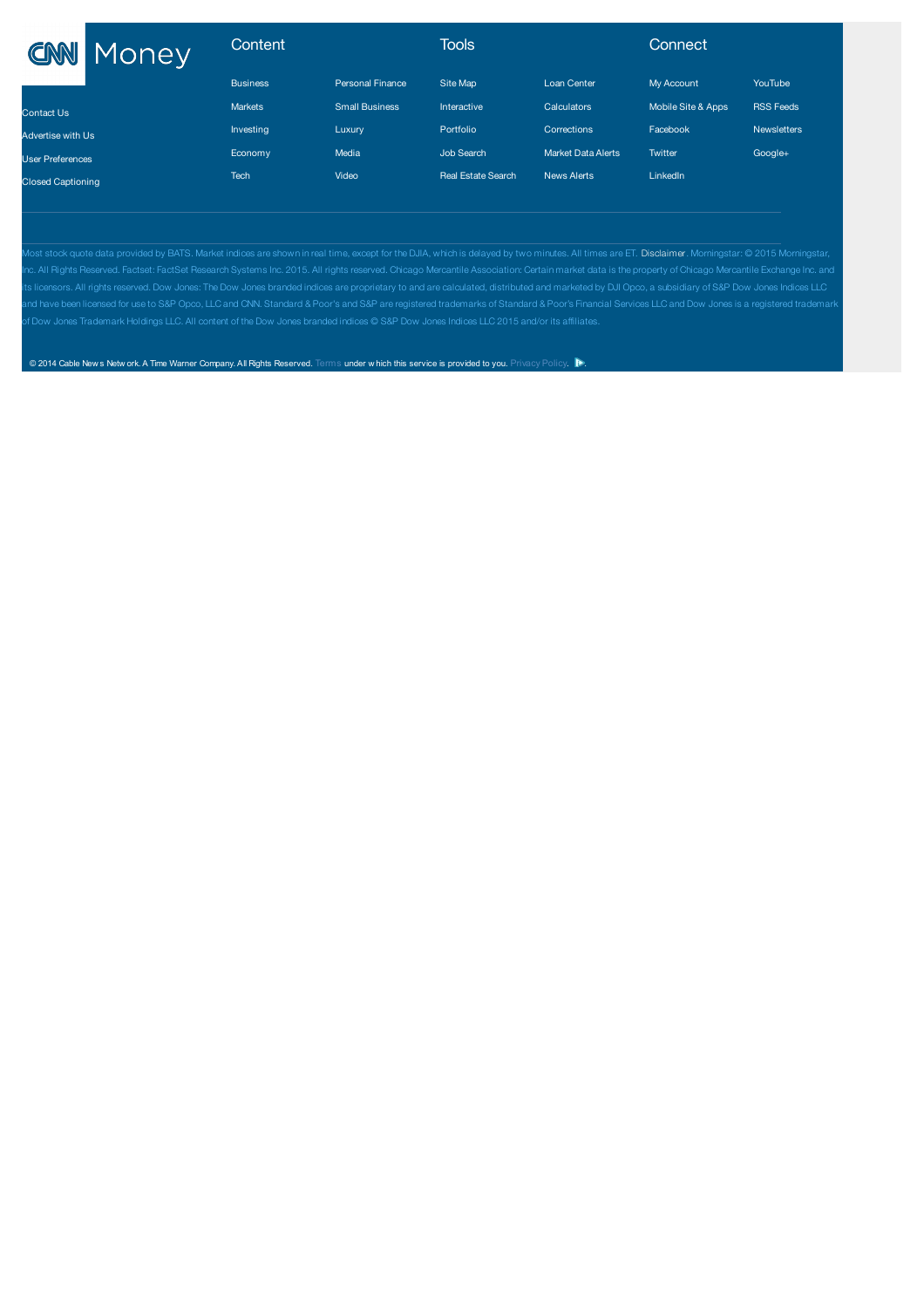CNN Money

Contact Us

Advertise with Us

User Preferences

Closed Captioning

## Content

- Business
- Markets
- Investing
- Economy
- Tech
- Personal Finance
- Small Business
- Luxury
- Media
- Video

## Tools

- Site Map
- Interactive
- Portfolio
- Job Search
- Real Estate Search
- Loan Center
- Calculators
- Corrections
- Market Data Alerts
- News Alerts

## Connect

- My Account
- Mobile Site & Apps
- Facebook
- Twitter
- LinkedIn
- YouTube
- RSS Feeds
- Newsletters
- Google+

Most stock quote data provided by BATS. Market indices are shown in real time, except for the DJIA, which is delayed by two minutes. All times are ET. Disclaimer. Morningstar: © 2015 Morningstar, Inc. All Rights Reserved. Factset: FactSet Research Systems Inc. 2015. All rights reserved. Chicago Mercantile Association: Certain market data is the property of Chicago Mercantile Exchange Inc. and its licensors. All rights reserved. Dow Jones: The Dow Jones branded indices are proprietary to and are calculated, distributed and marketed by DJI Opco, a subsidiary of S&P Dow Jones Indices LLC and have been licensed for use to S&P Opco, LLC and CNN. Standard & Poor's and S&P are registered trademarks of Standard & Poor's Financial Services LLC and Dow Jones is a registered trademark of Dow Jones Trademark Holdings LLC. All content of the Dow Jones branded indices © S&P Dow Jones Indices LLC 2015 and/or its affiliates.

© 2014 Cable News Network. A Time Warner Company. All Rights Reserved. Terms under which this service is provided to you. Privacy Policy.